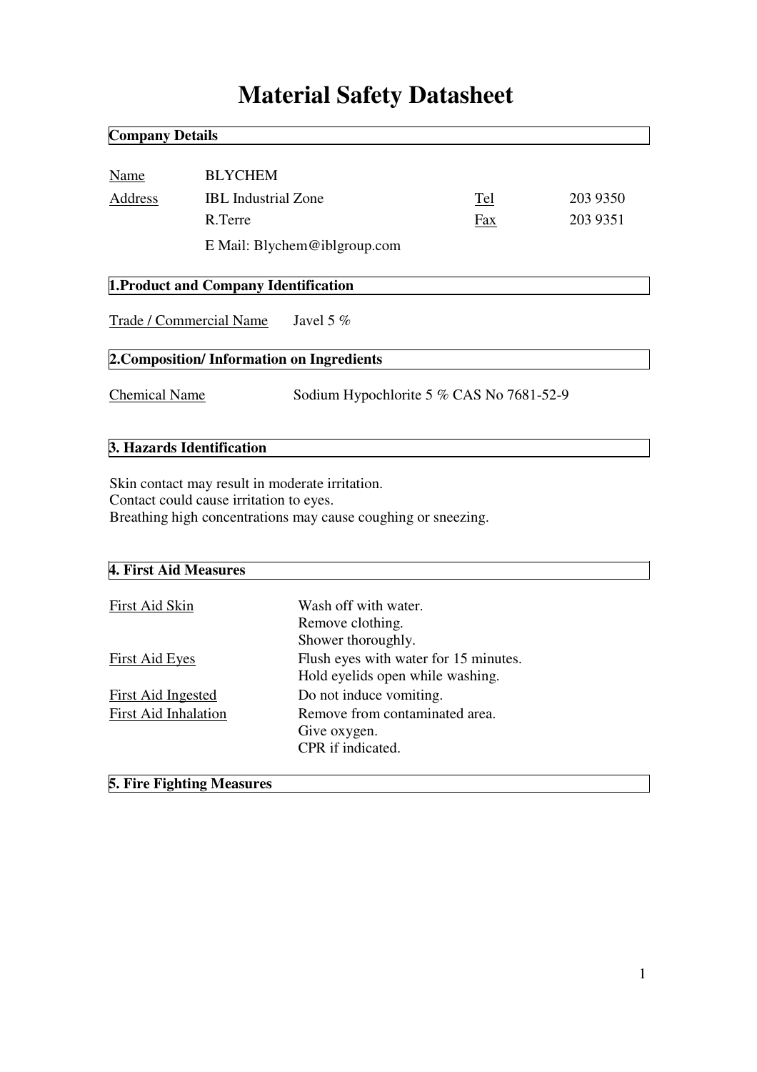# Material Safety Datasheet

## Company Details

| | | | |
|---|---|---|---|
| Name | BLYCHEM | | |
| Address | IBL Industrial Zone | Tel | 203 9350 |
| | R.Terre | Fax | 203 9351 |
| | E Mail: Blychem@iblgroup.com | | |

## 1.Product and Company Identification

Trade / Commercial Name Javel 5 %

## 2.Composition/ Information on Ingredients

Chemical Name Sodium Hypochlorite 5 % CAS No 7681-52-9

## 3. Hazards Identification

Skin contact may result in moderate irritation.
Contact could cause irritation to eyes.
Breathing high concentrations may cause coughing or sneezing.

## 4. First Aid Measures

| | |
|---|---|
| First Aid Skin | Wash off with water.<br>Remove clothing.<br>Shower thoroughly. |
| First Aid Eyes | Flush eyes with water for 15 minutes.<br>Hold eyelids open while washing. |
| First Aid Ingested | Do not induce vomiting. |
| First Aid Inhalation | Remove from contaminated area.<br>Give oxygen.<br>CPR if indicated. |

## 5. Fire Fighting Measures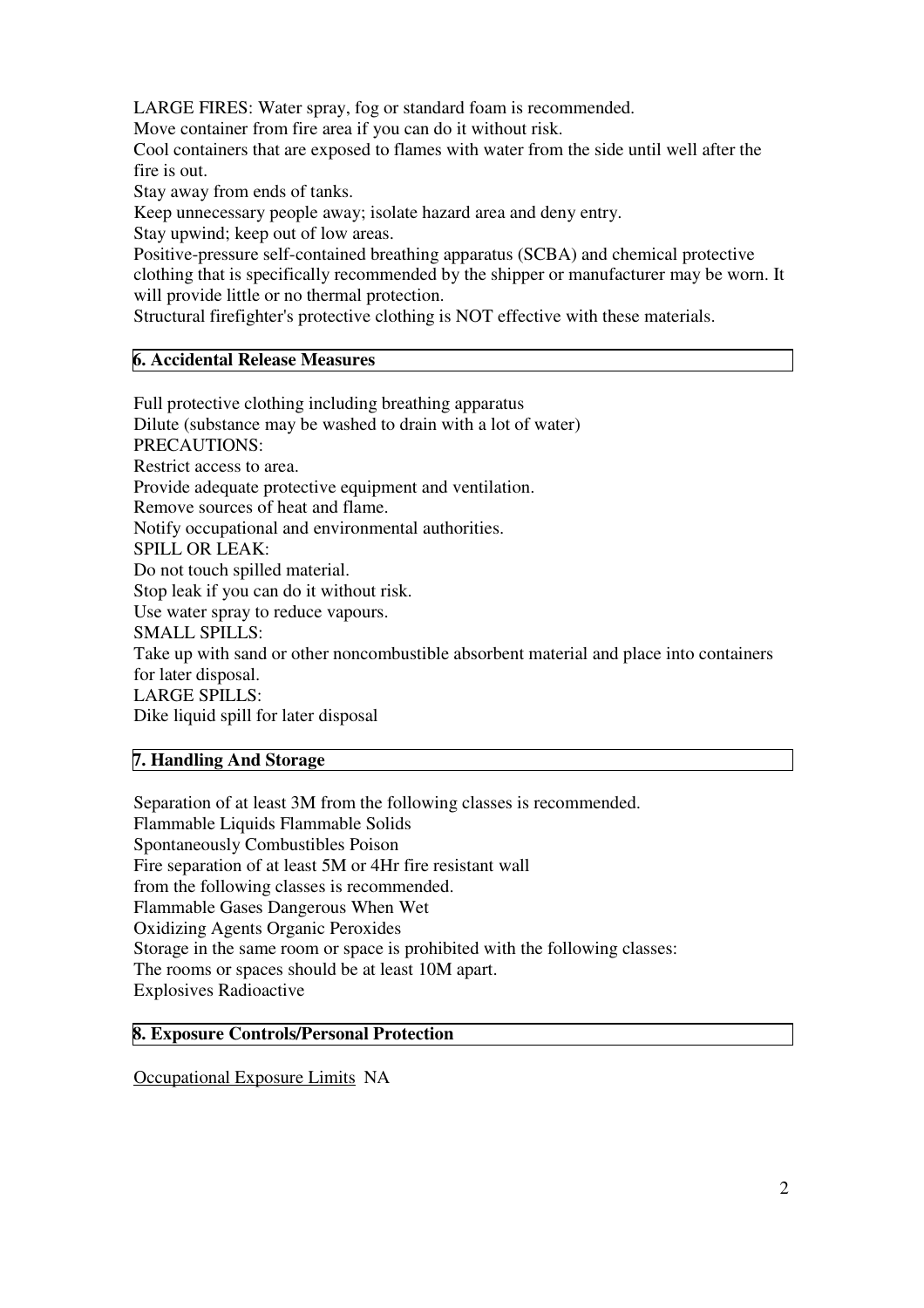LARGE FIRES: Water spray, fog or standard foam is recommended.
Move container from fire area if you can do it without risk.
Cool containers that are exposed to flames with water from the side until well after the fire is out.
Stay away from ends of tanks.
Keep unnecessary people away; isolate hazard area and deny entry.
Stay upwind; keep out of low areas.
Positive-pressure self-contained breathing apparatus (SCBA) and chemical protective clothing that is specifically recommended by the shipper or manufacturer may be worn. It will provide little or no thermal protection.
Structural firefighter's protective clothing is NOT effective with these materials.

## 6. Accidental Release Measures

Full protective clothing including breathing apparatus
Dilute (substance may be washed to drain with a lot of water)
PRECAUTIONS:
Restrict access to area.
Provide adequate protective equipment and ventilation.
Remove sources of heat and flame.
Notify occupational and environmental authorities.
SPILL OR LEAK:
Do not touch spilled material.
Stop leak if you can do it without risk.
Use water spray to reduce vapours.
SMALL SPILLS:
Take up with sand or other noncombustible absorbent material and place into containers for later disposal.
LARGE SPILLS:
Dike liquid spill for later disposal

## 7. Handling And Storage

Separation of at least 3M from the following classes is recommended.
Flammable Liquids Flammable Solids
Spontaneously Combustibles Poison
Fire separation of at least 5M or 4Hr fire resistant wall
from the following classes is recommended.
Flammable Gases Dangerous When Wet
Oxidizing Agents Organic Peroxides
Storage in the same room or space is prohibited with the following classes:
The rooms or spaces should be at least 10M apart.
Explosives Radioactive

## 8. Exposure Controls/Personal Protection

Occupational Exposure Limits NA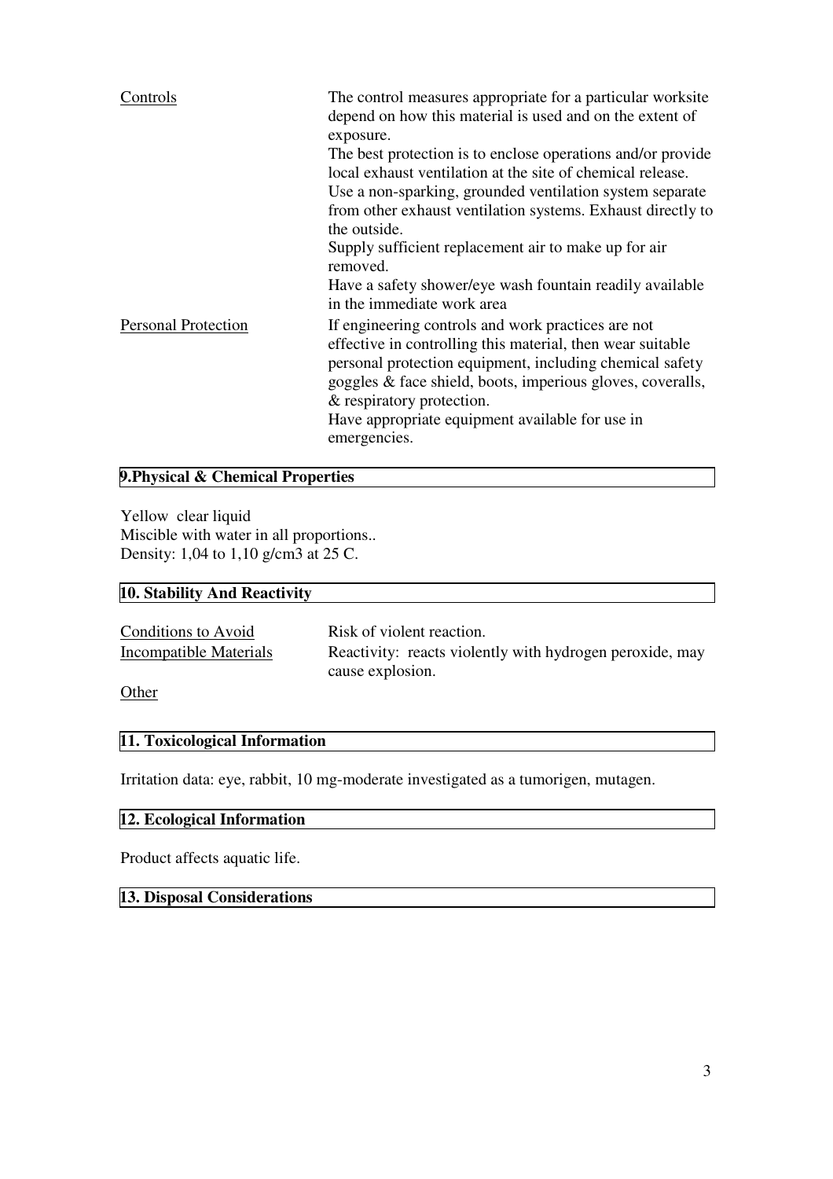| | |
|---|---|
| Controls | The control measures appropriate for a particular worksite depend on how this material is used and on the extent of exposure.<br>The best protection is to enclose operations and/or provide local exhaust ventilation at the site of chemical release.<br>Use a non-sparking, grounded ventilation system separate from other exhaust ventilation systems. Exhaust directly to the outside.<br>Supply sufficient replacement air to make up for air removed.<br>Have a safety shower/eye wash fountain readily available in the immediate work area |
| Personal Protection | If engineering controls and work practices are not effective in controlling this material, then wear suitable personal protection equipment, including chemical safety goggles & face shield, boots, imperious gloves, coveralls, & respiratory protection.<br>Have appropriate equipment available for use in emergencies. |

## 9.Physical & Chemical Properties

Yellow clear liquid
Miscible with water in all proportions..
Density: 1,04 to 1,10 g/cm3 at 25 C.

## 10. Stability And Reactivity

| | |
|---|---|
| Conditions to Avoid | Risk of violent reaction. |
| Incompatible Materials | Reactivity: reacts violently with hydrogen peroxide, may cause explosion. |
| Other | |

## 11. Toxicological Information

Irritation data: eye, rabbit, 10 mg-moderate investigated as a tumorigen, mutagen.

## 12. Ecological Information

Product affects aquatic life.

## 13. Disposal Considerations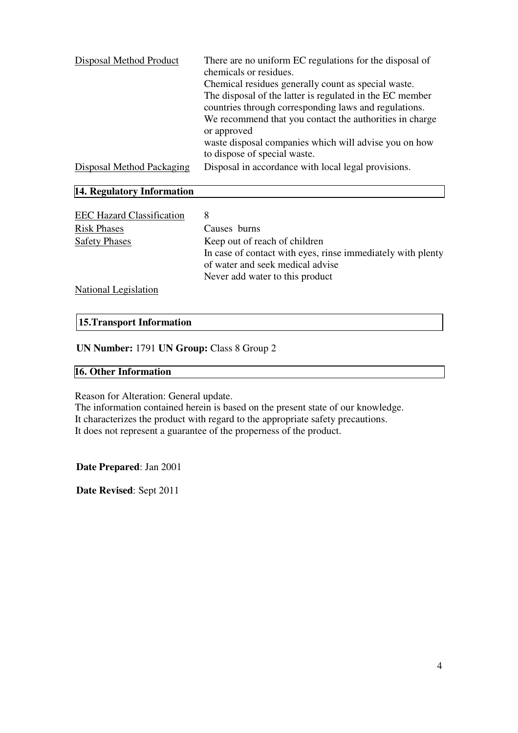| | |
|---|---|
| Disposal Method Product | There are no uniform EC regulations for the disposal of chemicals or residues.<br>Chemical residues generally count as special waste.<br>The disposal of the latter is regulated in the EC member countries through corresponding laws and regulations.<br>We recommend that you contact the authorities in charge or approved<br>waste disposal companies which will advise you on how to dispose of special waste. |
| Disposal Method Packaging | Disposal in accordance with local legal provisions. |

## 14. Regulatory Information

| | |
|---|---|
| EEC Hazard Classification | 8 |
| Risk Phases | Causes burns |
| Safety Phases | Keep out of reach of children<br>In case of contact with eyes, rinse immediately with plenty of water and seek medical advise<br>Never add water to this product |
| National Legislation | |

## 15.Transport Information

**UN Number:** 1791 **UN Group:** Class 8 Group 2

## 16. Other Information

Reason for Alteration: General update.
The information contained herein is based on the present state of our knowledge.
It characterizes the product with regard to the appropriate safety precautions.
It does not represent a guarantee of the properness of the product.

**Date Prepared**: Jan 2001

**Date Revised**: Sept 2011